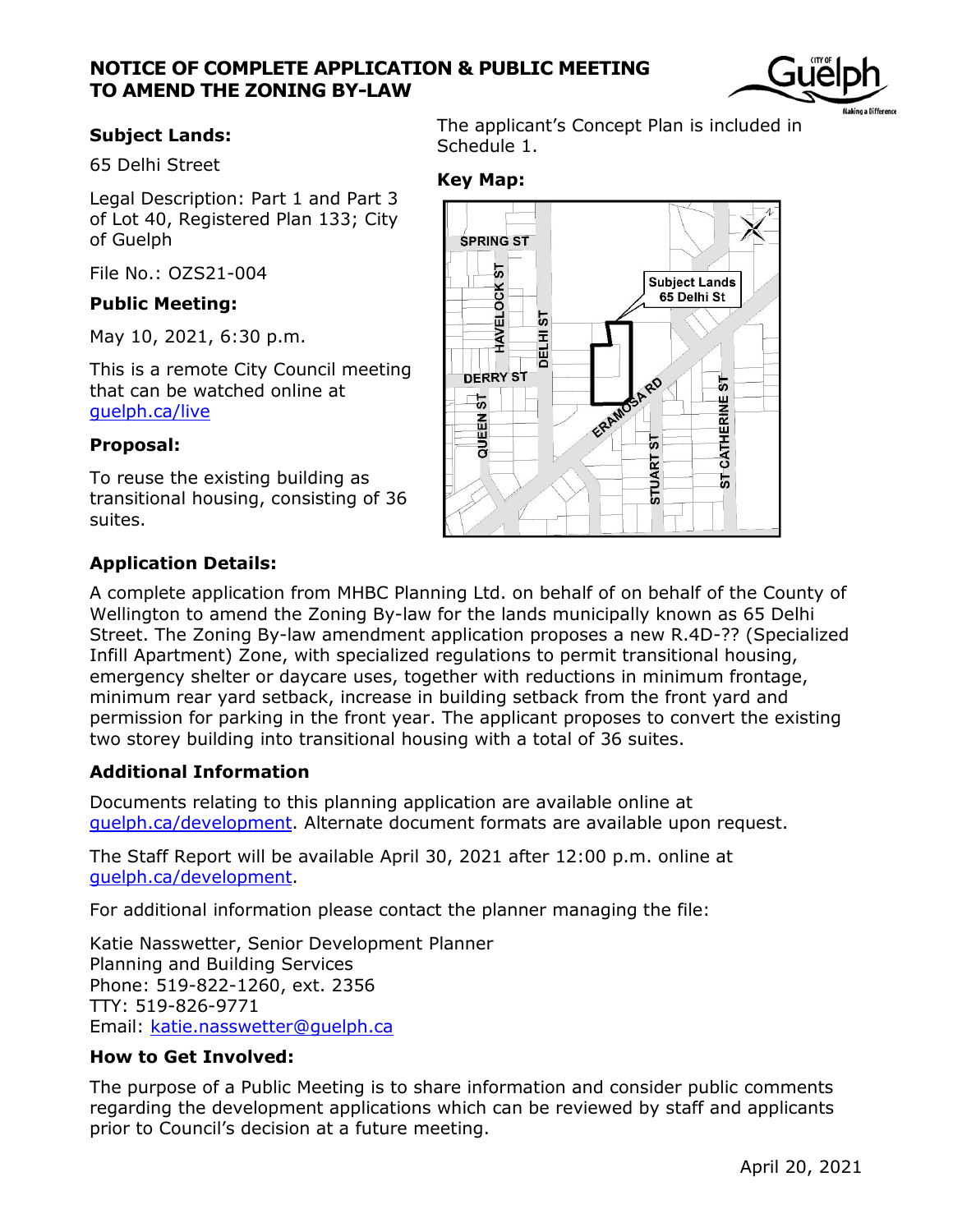# NOTICE OF COMPLETE APPLICATION & PUBLIC MEETING TO AMEND THE ZONING BY-LAW

### Subject Lands:

65 Delhi Street

Legal Description: Part 1 and Part 3 of Lot 40, Registered Plan 133; City of Guelph

File No.: OZS21-004

### Public Meeting:

May 10, 2021, 6:30 p.m.

This is a remote City Council meeting that can be watched online at [guelph.ca/live](guelph.ca/live)

### Proposal:

To reuse the existing building as transitional housing, consisting of 36 suites.

The applicant's Concept Plan is included in Schedule 1.

### Key Map:

### Application Details:

A complete application from MHBC Planning Ltd. on behalf of on behalf of the County of Wellington to amend the Zoning By-law for the lands municipally known as 65 Delhi Street. The Zoning By-law amendment application proposes a new R.4D-?? (Specialized Infill Apartment) Zone, with specialized regulations to permit transitional housing, emergency shelter or daycare uses, together with reductions in minimum frontage, minimum rear yard setback, increase in building setback from the front yard and permission for parking in the front year. The applicant proposes to convert the existing two storey building into transitional housing with a total of 36 suites.

### Additional Information

Documents relating to this planning application are available online at [guelph.ca/development](guelph.ca/development). Alternate document formats are available upon request.

The Staff Report will be available April 30, 2021 after 12:00 p.m. online at [guelph.ca/development](guelph.ca/development).

For additional information please contact the planner managing the file:

Katie Nasswetter, Senior Development Planner
Planning and Building Services
Phone: 519-822-1260, ext. 2356
TTY: 519-826-9771
Email: [katie.nasswetter@guelph.ca](mailto:katie.nasswetter@guelph.ca)

### How to Get Involved:

The purpose of a Public Meeting is to share information and consider public comments regarding the development applications which can be reviewed by staff and applicants prior to Council's decision at a future meeting.

April 20, 2021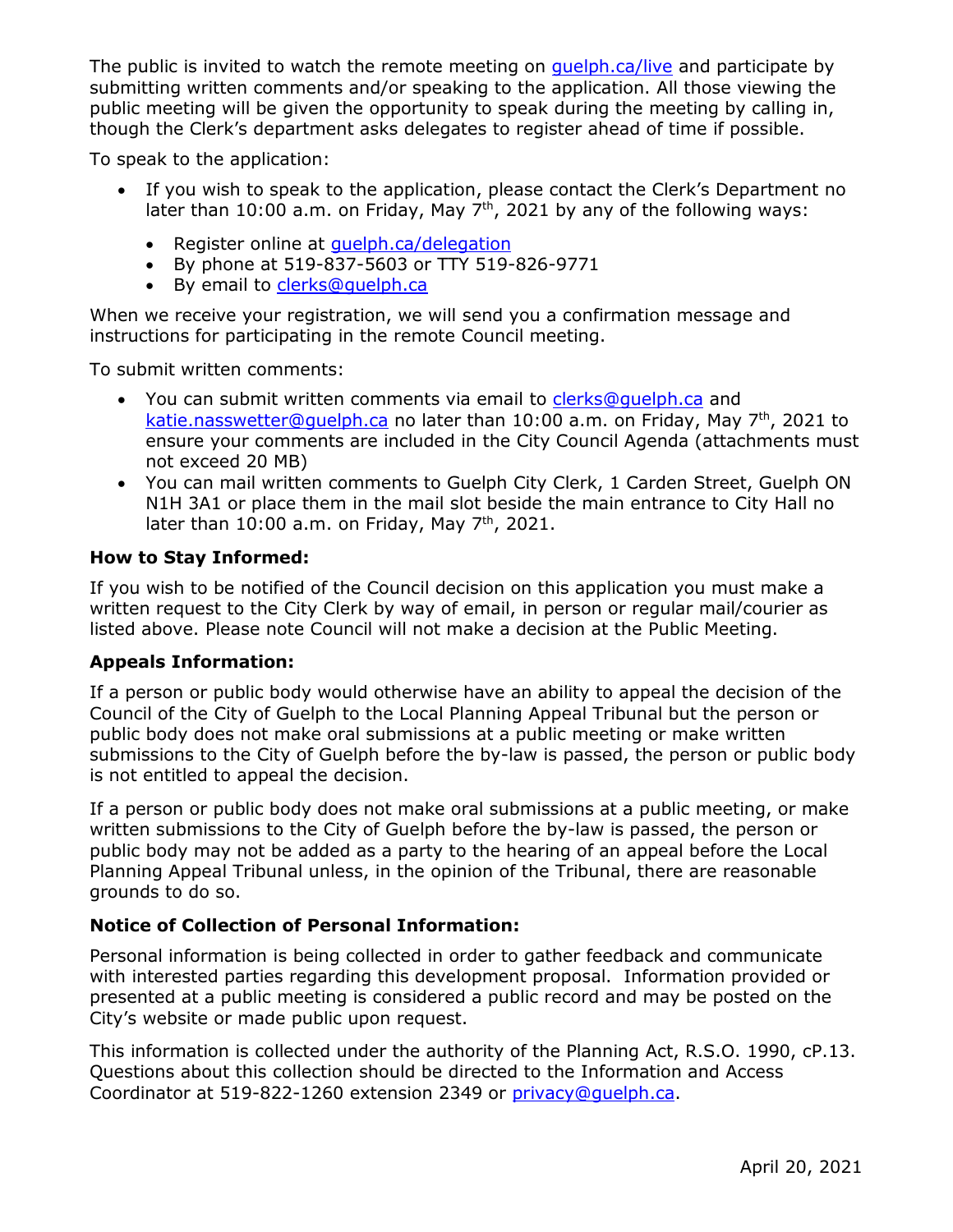The public is invited to watch the remote meeting on [guelph.ca/live](guelph.ca/live) and participate by submitting written comments and/or speaking to the application. All those viewing the public meeting will be given the opportunity to speak during the meeting by calling in, though the Clerk's department asks delegates to register ahead of time if possible.

To speak to the application:

- If you wish to speak to the application, please contact the Clerk's Department no later than 10:00 a.m. on Friday, May 7th, 2021 by any of the following ways:
  - Register online at [guelph.ca/delegation](guelph.ca/delegation)
  - By phone at 519-837-5603 or TTY 519-826-9771
  - By email to [clerks@guelph.ca](mailto:clerks@guelph.ca)

When we receive your registration, we will send you a confirmation message and instructions for participating in the remote Council meeting.

To submit written comments:

- You can submit written comments via email to [clerks@guelph.ca](mailto:clerks@guelph.ca) and [katie.nasswetter@guelph.ca](mailto:katie.nasswetter@guelph.ca) no later than 10:00 a.m. on Friday, May 7th, 2021 to ensure your comments are included in the City Council Agenda (attachments must not exceed 20 MB)
- You can mail written comments to Guelph City Clerk, 1 Carden Street, Guelph ON N1H 3A1 or place them in the mail slot beside the main entrance to City Hall no later than 10:00 a.m. on Friday, May 7th, 2021.

### How to Stay Informed:

If you wish to be notified of the Council decision on this application you must make a written request to the City Clerk by way of email, in person or regular mail/courier as listed above. Please note Council will not make a decision at the Public Meeting.

### Appeals Information:

If a person or public body would otherwise have an ability to appeal the decision of the Council of the City of Guelph to the Local Planning Appeal Tribunal but the person or public body does not make oral submissions at a public meeting or make written submissions to the City of Guelph before the by-law is passed, the person or public body is not entitled to appeal the decision.

If a person or public body does not make oral submissions at a public meeting, or make written submissions to the City of Guelph before the by-law is passed, the person or public body may not be added as a party to the hearing of an appeal before the Local Planning Appeal Tribunal unless, in the opinion of the Tribunal, there are reasonable grounds to do so.

### Notice of Collection of Personal Information:

Personal information is being collected in order to gather feedback and communicate with interested parties regarding this development proposal. Information provided or presented at a public meeting is considered a public record and may be posted on the City's website or made public upon request.

This information is collected under the authority of the Planning Act, R.S.O. 1990, cP.13. Questions about this collection should be directed to the Information and Access Coordinator at 519-822-1260 extension 2349 or [privacy@guelph.ca](mailto:privacy@guelph.ca).

April 20, 2021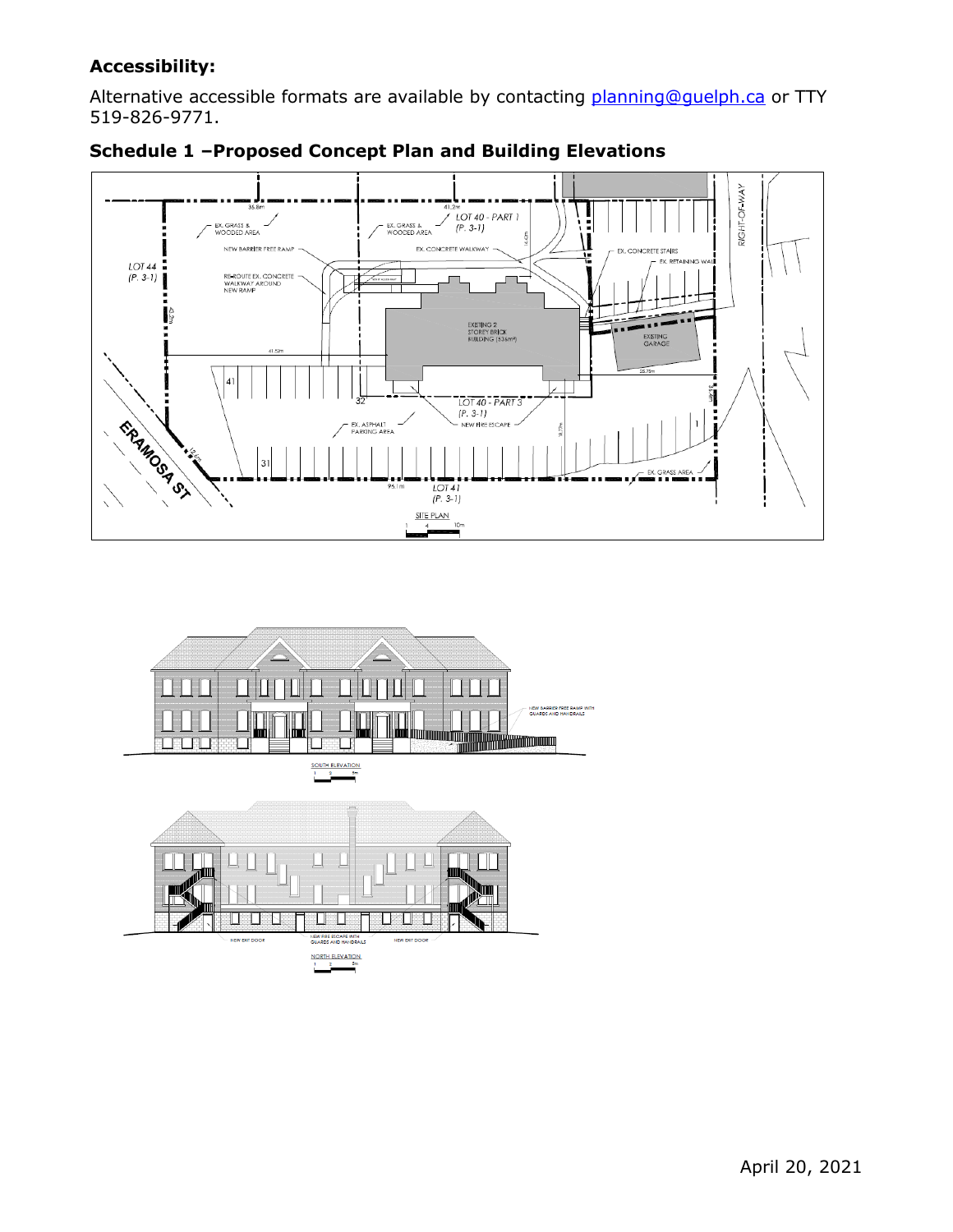### Accessibility:

Alternative accessible formats are available by contacting planning@guelph.ca or TTY 519-826-9771.

### Schedule 1 –Proposed Concept Plan and Building Elevations

LOT 40 - PART 1
(P. 3-1)

EX. GRASS & WOODED AREA

EX. GRASS & WOODED AREA

NEW BARRIER FREE RAMP

EX. CONCRETE WALKWAY

EX. CONCRETE STAIRS

EX. RETAINING WALL

RIGHT-OF-WAY

LOT 44
(P. 3-1)

RE-ROUTE EX. CONCRETE WALKWAY AROUND NEW RAMP

EXISTING 2 STOREY BRICK BUILDING (536m²)

EXISTING GARAGE

LOT 40 - PART 3
(P. 3-1)

EX. ASPHALT PARKING AREA

NEW FIRE ESCAPE

EX. GRASS AREA

ERAMOSA ST

LOT 41
(P. 3-1)

SITE PLAN

NEW BARRIER FREE RAMP WITH GUARDS AND HANDRAILS

SOUTH ELEVATION

NEW EXIT DOOR

NEW FIRE ESCAPE WITH GUARDS AND HANDRAILS

NEW EXIT DOOR

NORTH ELEVATION